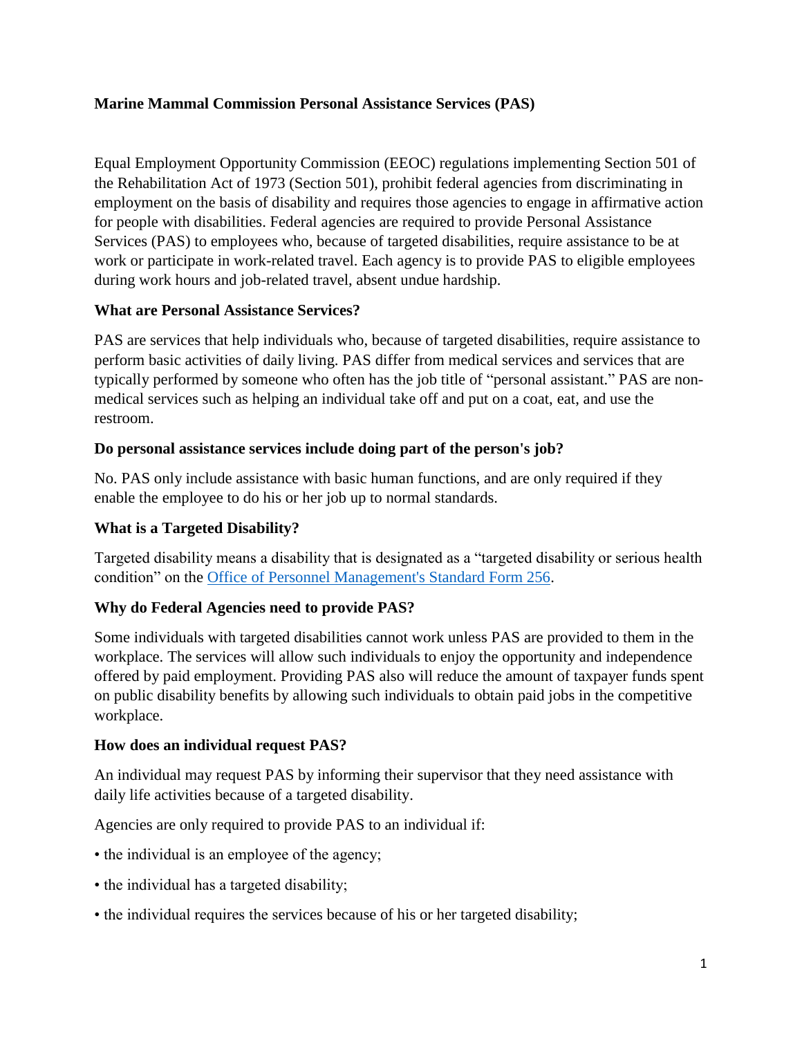# Marine Mammal Commission Personal Assistance Services (PAS)

Equal Employment Opportunity Commission (EEOC) regulations implementing Section 501 of the Rehabilitation Act of 1973 (Section 501), prohibit federal agencies from discriminating in employment on the basis of disability and requires those agencies to engage in affirmative action for people with disabilities. Federal agencies are required to provide Personal Assistance Services (PAS) to employees who, because of targeted disabilities, require assistance to be at work or participate in work-related travel. Each agency is to provide PAS to eligible employees during work hours and job-related travel, absent undue hardship.

## What are Personal Assistance Services?

PAS are services that help individuals who, because of targeted disabilities, require assistance to perform basic activities of daily living. PAS differ from medical services and services that are typically performed by someone who often has the job title of "personal assistant." PAS are non-medical services such as helping an individual take off and put on a coat, eat, and use the restroom.

## Do personal assistance services include doing part of the person's job?

No. PAS only include assistance with basic human functions, and are only required if they enable the employee to do his or her job up to normal standards.

## What is a Targeted Disability?

Targeted disability means a disability that is designated as a "targeted disability or serious health condition" on the [Office of Personnel Management's Standard Form 256](#).

## Why do Federal Agencies need to provide PAS?

Some individuals with targeted disabilities cannot work unless PAS are provided to them in the workplace. The services will allow such individuals to enjoy the opportunity and independence offered by paid employment. Providing PAS also will reduce the amount of taxpayer funds spent on public disability benefits by allowing such individuals to obtain paid jobs in the competitive workplace.

## How does an individual request PAS?

An individual may request PAS by informing their supervisor that they need assistance with daily life activities because of a targeted disability.

Agencies are only required to provide PAS to an individual if:

- the individual is an employee of the agency;
- the individual has a targeted disability;
- the individual requires the services because of his or her targeted disability;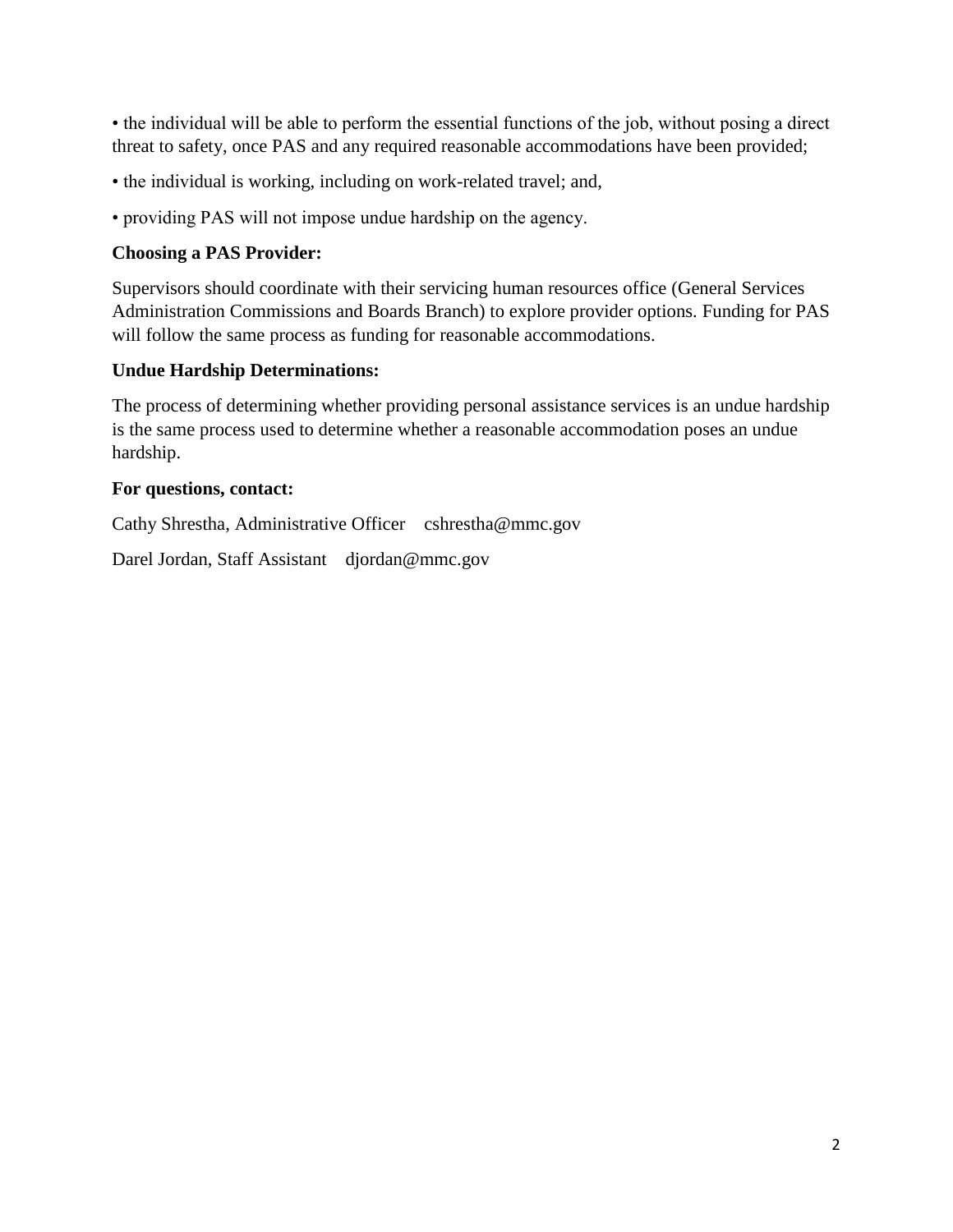• the individual will be able to perform the essential functions of the job, without posing a direct threat to safety, once PAS and any required reasonable accommodations have been provided;

• the individual is working, including on work-related travel; and,

• providing PAS will not impose undue hardship on the agency.

**Choosing a PAS Provider:**

Supervisors should coordinate with their servicing human resources office (General Services Administration Commissions and Boards Branch) to explore provider options. Funding for PAS will follow the same process as funding for reasonable accommodations.

**Undue Hardship Determinations:**

The process of determining whether providing personal assistance services is an undue hardship is the same process used to determine whether a reasonable accommodation poses an undue hardship.

**For questions, contact:**

Cathy Shrestha, Administrative Officer cshrestha@mmc.gov

Darel Jordan, Staff Assistant djordan@mmc.gov